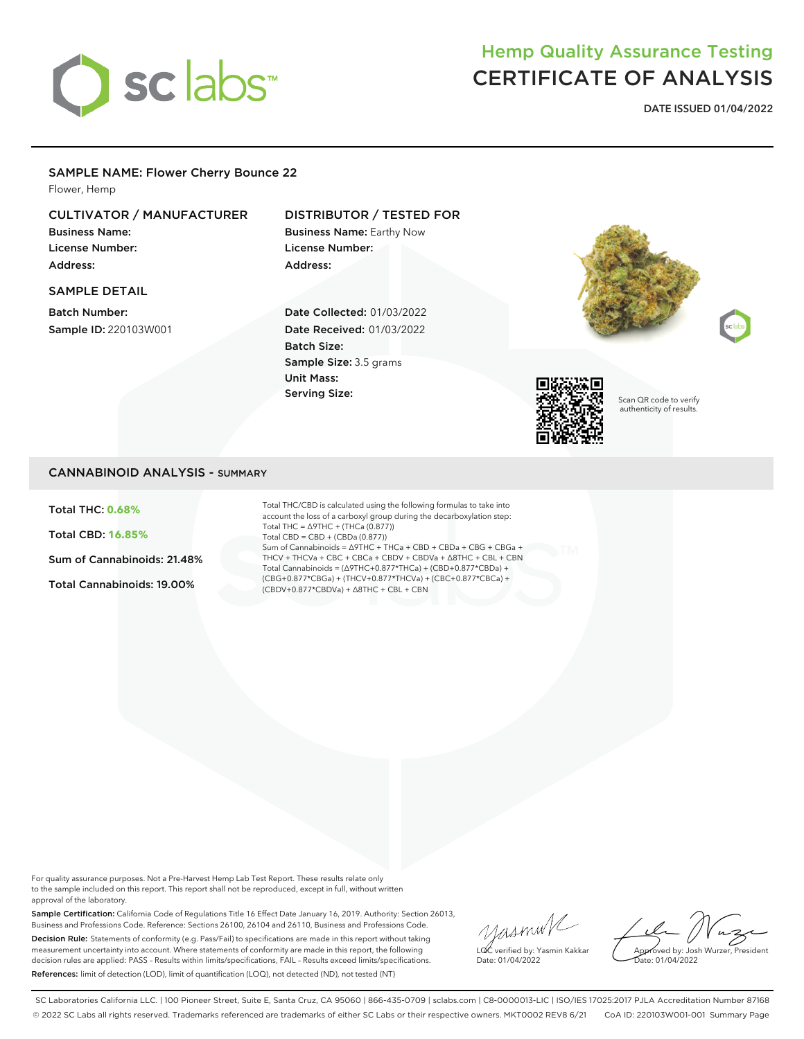# Hemp Quality Assurance Testing
# CERTIFICATE OF ANALYSIS

**DATE ISSUED 01/04/2022**

## SAMPLE NAME: Flower Cherry Bounce 22

Flower, Hemp

### CULTIVATOR / MANUFACTURER

**Business Name:**
**License Number:**
**Address:**

### DISTRIBUTOR / TESTED FOR

**Business Name:** Earthy Now
**License Number:**
**Address:**

### SAMPLE DETAIL

**Batch Number:**
**Sample ID:** 220103W001

**Date Collected:** 01/03/2022
**Date Received:** 01/03/2022
**Batch Size:**
**Sample Size:** 3.5 grams
**Unit Mass:**
**Serving Size:**

Scan QR code to verify authenticity of results.

## CANNABINOID ANALYSIS - SUMMARY

**Total THC: 0.68%**

**Total CBD: 16.85%**

**Sum of Cannabinoids: 21.48%**

**Total Cannabinoids: 19.00%**

Total THC/CBD is calculated using the following formulas to take into account the loss of a carboxyl group during the decarboxylation step:
Total THC = Δ9THC + (THCa (0.877))
Total CBD = CBD + (CBDa (0.877))
Sum of Cannabinoids = Δ9THC + THCa + CBD + CBDa + CBG + CBGa + THCV + THCVa + CBC + CBCa + CBDV + CBDVa + Δ8THC + CBL + CBN
Total Cannabinoids = (Δ9THC+0.877*THCa) + (CBD+0.877*CBDa) + (CBG+0.877*CBGa) + (THCV+0.877*THCVa) + (CBC+0.877*CBCa) + (CBDV+0.877*CBDVa) + Δ8THC + CBL + CBN

For quality assurance purposes. Not a Pre-Harvest Hemp Lab Test Report. These results relate only to the sample included on this report. This report shall not be reproduced, except in full, without written approval of the laboratory.

**Sample Certification:** California Code of Regulations Title 16 Effect Date January 16, 2019. Authority: Section 26013, Business and Professions Code. Reference: Sections 26100, 26104 and 26110, Business and Professions Code.

**Decision Rule:** Statements of conformity (e.g. Pass/Fail) to specifications are made in this report without taking measurement uncertainty into account. Where statements of conformity are made in this report, the following decision rules are applied: PASS – Results within limits/specifications, FAIL – Results exceed limits/specifications.

**References:** limit of detection (LOD), limit of quantification (LOQ), not detected (ND), not tested (NT)

LQC verified by: Yasmin Kakkar
Date: 01/04/2022

Approved by: Josh Wurzer, President
Date: 01/04/2022

SC Laboratories California LLC. | 100 Pioneer Street, Suite E, Santa Cruz, CA 95060 | 866-435-0709 | sclabs.com | C8-0000013-LIC | ISO/IES 17025:2017 PJLA Accreditation Number 87168
© 2022 SC Labs all rights reserved. Trademarks referenced are trademarks of either SC Labs or their respective owners. MKT0002 REV8 6/21 CoA ID: 220103W001-001 Summary Page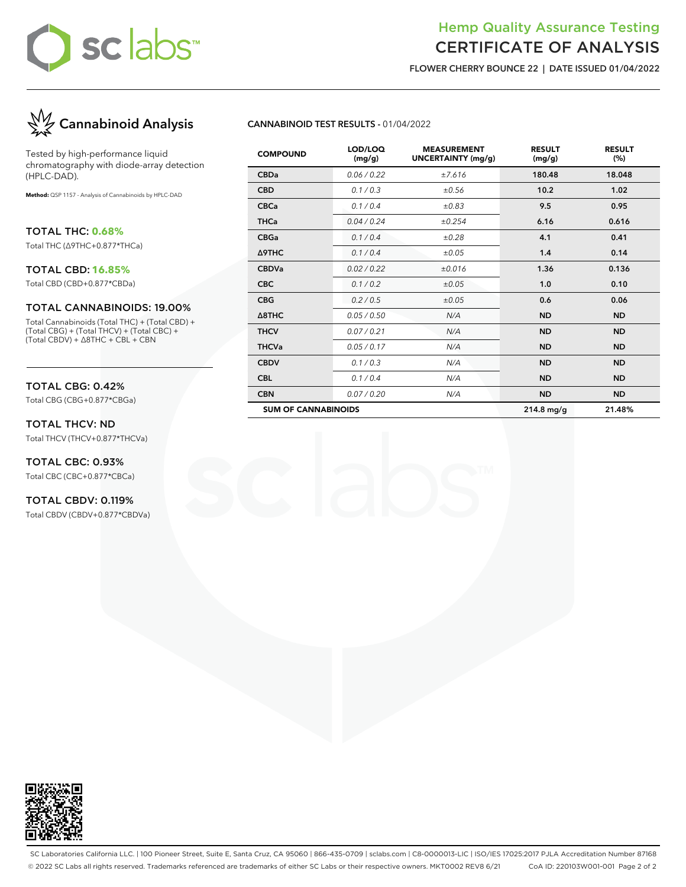# Hemp Quality Assurance Testing
# CERTIFICATE OF ANALYSIS

**FLOWER CHERRY BOUNCE 22 | DATE ISSUED 01/04/2022**

## Cannabinoid Analysis

Tested by high-performance liquid chromatography with diode-array detection (HPLC-DAD).

**Method:** QSP 1157 - Analysis of Cannabinoids by HPLC-DAD

### TOTAL THC: 0.68%

Total THC (Δ9THC+0.877*THCa)

### TOTAL CBD: 16.85%

Total CBD (CBD+0.877*CBDa)

### TOTAL CANNABINOIDS: 19.00%

Total Cannabinoids (Total THC) + (Total CBD) + (Total CBG) + (Total THCV) + (Total CBC) + (Total CBDV) + Δ8THC + CBL + CBN

### TOTAL CBG: 0.42%

Total CBG (CBG+0.877*CBGa)

### TOTAL THCV: ND

Total THCV (THCV+0.877*THCVa)

### TOTAL CBC: 0.93%

Total CBC (CBC+0.877*CBCa)

### TOTAL CBDV: 0.119%

Total CBDV (CBDV+0.877*CBDVa)

**CANNABINOID TEST RESULTS** - 01/04/2022

| COMPOUND | LOD/LOQ (mg/g) | MEASUREMENT UNCERTAINTY (mg/g) | RESULT (mg/g) | RESULT (%) |
|---|---|---|---|---|
| CBDa | 0.06 / 0.22 | ±7.616 | 180.48 | 18.048 |
| CBD | 0.1 / 0.3 | ±0.56 | 10.2 | 1.02 |
| CBCa | 0.1 / 0.4 | ±0.83 | 9.5 | 0.95 |
| THCa | 0.04 / 0.24 | ±0.254 | 6.16 | 0.616 |
| CBGa | 0.1 / 0.4 | ±0.28 | 4.1 | 0.41 |
| Δ9THC | 0.1 / 0.4 | ±0.05 | 1.4 | 0.14 |
| CBDVa | 0.02 / 0.22 | ±0.016 | 1.36 | 0.136 |
| CBC | 0.1 / 0.2 | ±0.05 | 1.0 | 0.10 |
| CBG | 0.2 / 0.5 | ±0.05 | 0.6 | 0.06 |
| Δ8THC | 0.05 / 0.50 | N/A | ND | ND |
| THCV | 0.07 / 0.21 | N/A | ND | ND |
| THCVa | 0.05 / 0.17 | N/A | ND | ND |
| CBDV | 0.1 / 0.3 | N/A | ND | ND |
| CBL | 0.1 / 0.4 | N/A | ND | ND |
| CBN | 0.07 / 0.20 | N/A | ND | ND |
| **SUM OF CANNABINOIDS** | | | **214.8 mg/g** | **21.48%** |

SC Laboratories California LLC. | 100 Pioneer Street, Suite E, Santa Cruz, CA 95060 | 866-435-0709 | sclabs.com | C8-0000013-LIC | ISO/IES 17025:2017 PJLA Accreditation Number 87168

© 2022 SC Labs all rights reserved. Trademarks referenced are trademarks of either SC Labs or their respective owners. MKT0002 REV8 6/21 CoA ID: 220103W001-001